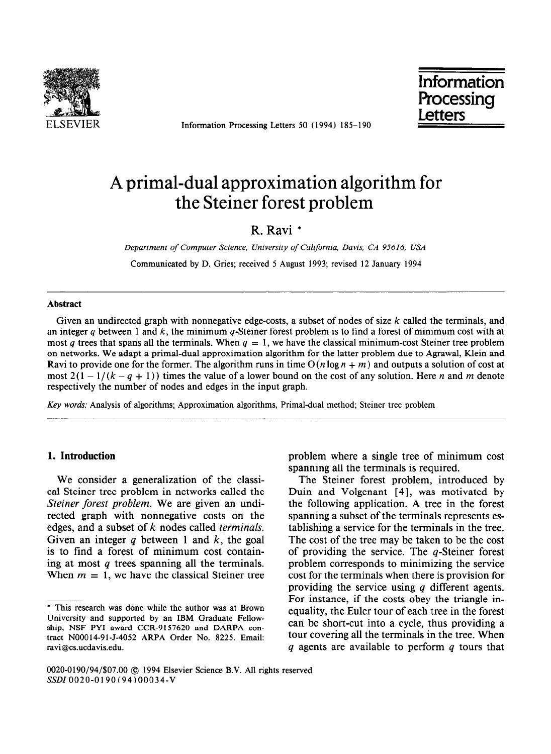# A primal-dual approximation algorithm for the Steiner forest problem

R. Ravi *

*Department of Computer Science, University of California, Davis, CA 95616, USA*

Communicated by D. Gries; received 5 August 1993; revised 12 January 1994

### Abstract

Given an undirected graph with nonnegative edge-costs, a subset of nodes of size $k$ called the terminals, and an integer $q$ between 1 and $k$, the minimum $q$-Steiner forest problem is to find a forest of minimum cost with at most $q$ trees that spans all the terminals. When $q = 1$, we have the classical minimum-cost Steiner tree problem on networks. We adapt a primal-dual approximation algorithm for the latter problem due to Agrawal, Klein and Ravi to provide one for the former. The algorithm runs in time $O(n \log n + m)$ and outputs a solution of cost at most $2(1 - 1/(k - q + 1))$ times the value of a lower bound on the cost of any solution. Here $n$ and $m$ denote respectively the number of nodes and edges in the input graph.

*Key words:* Analysis of algorithms; Approximation algorithms, Primal-dual method; Steiner tree problem

## 1. Introduction

We consider a generalization of the classical Steiner tree problem in networks called the *Steiner forest problem*. We are given an undirected graph with nonnegative costs on the edges, and a subset of $k$ nodes called *terminals*. Given an integer $q$ between 1 and $k$, the goal is to find a forest of minimum cost containing at most $q$ trees spanning all the terminals. When $m = 1$, we have the classical Steiner tree problem where a single tree of minimum cost spanning all the terminals is required.

The Steiner forest problem, introduced by Duin and Volgenant [4], was motivated by the following application. A tree in the forest spanning a subset of the terminals represents establishing a service for the terminals in the tree. The cost of the tree may be taken to be the cost of providing the service. The $q$-Steiner forest problem corresponds to minimizing the service cost for the terminals when there is provision for providing the service using $q$ different agents. For instance, if the costs obey the triangle inequality, the Euler tour of each tree in the forest can be short-cut into a cycle, thus providing a tour covering all the terminals in the tree. When $q$ agents are available to perform $q$ tours that

---

* This research was done while the author was at Brown University and supported by an IBM Graduate Fellowship, NSF PYI award CCR-9157620 and DARPA contract N00014-91-J-4052 ARPA Order No. 8225. Email: ravi@cs.ucdavis.edu.

0020-0190/94/$07.00 © 1994 Elsevier Science B.V. All rights reserved
SSDI 0020-0190(94)00034-V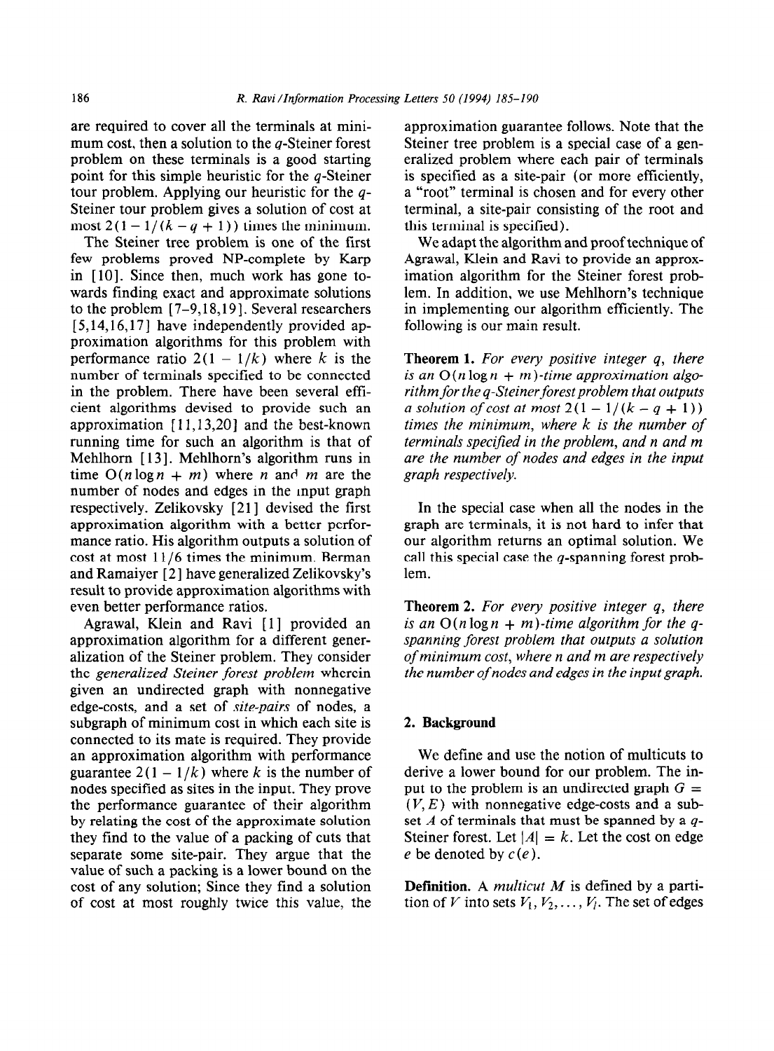are required to cover all the terminals at minimum cost, then a solution to the $q$-Steiner forest problem on these terminals is a good starting point for this simple heuristic for the $q$-Steiner tour problem. Applying our heuristic for the $q$-Steiner tour problem gives a solution of cost at most $2(1 - 1/(k - q + 1))$ times the minimum.

The Steiner tree problem is one of the first few problems proved NP-complete by Karp in [10]. Since then, much work has gone towards finding exact and approximate solutions to the problem [7–9,18,19]. Several researchers [5,14,16,17] have independently provided approximation algorithms for this problem with performance ratio $2(1 - 1/k)$ where $k$ is the number of terminals specified to be connected in the problem. There have been several efficient algorithms devised to provide such an approximation [11,13,20] and the best-known running time for such an algorithm is that of Mehlhorn [13]. Mehlhorn's algorithm runs in time $O(n \log n + m)$ where $n$ and $m$ are the number of nodes and edges in the input graph respectively. Zelikovsky [21] devised the first approximation algorithm with a better performance ratio. His algorithm outputs a solution of cost at most 11/6 times the minimum. Berman and Ramaiyer [2] have generalized Zelikovsky's result to provide approximation algorithms with even better performance ratios.

Agrawal, Klein and Ravi [1] provided an approximation algorithm for a different generalization of the Steiner problem. They consider the *generalized Steiner forest problem* wherein given an undirected graph with nonnegative edge-costs, and a set of *site-pairs* of nodes, a subgraph of minimum cost in which each site is connected to its mate is required. They provide an approximation algorithm with performance guarantee $2(1 - 1/k)$ where $k$ is the number of nodes specified as sites in the input. They prove the performance guarantee of their algorithm by relating the cost of the approximate solution they find to the value of a packing of cuts that separate some site-pair. They argue that the value of such a packing is a lower bound on the cost of any solution; Since they find a solution of cost at most roughly twice this value, the approximation guarantee follows. Note that the Steiner tree problem is a special case of a generalized problem where each pair of terminals is specified as a site-pair (or more efficiently, a "root" terminal is chosen and for every other terminal, a site-pair consisting of the root and this terminal is specified).

We adapt the algorithm and proof technique of Agrawal, Klein and Ravi to provide an approximation algorithm for the Steiner forest problem. In addition, we use Mehlhorn's technique in implementing our algorithm efficiently. The following is our main result.

**Theorem 1.** *For every positive integer $q$, there is an $O(n \log n + m)$-time approximation algorithm for the $q$-Steiner forest problem that outputs a solution of cost at most $2(1 - 1/(k - q + 1))$ times the minimum, where $k$ is the number of terminals specified in the problem, and $n$ and $m$ are the number of nodes and edges in the input graph respectively.*

In the special case when all the nodes in the graph are terminals, it is not hard to infer that our algorithm returns an optimal solution. We call this special case the $q$-spanning forest problem.

**Theorem 2.** *For every positive integer $q$, there is an $O(n \log n + m)$-time algorithm for the $q$-spanning forest problem that outputs a solution of minimum cost, where $n$ and $m$ are respectively the number of nodes and edges in the input graph.*

## 2. Background

We define and use the notion of multicuts to derive a lower bound for our problem. The input to the problem is an undirected graph $G = (V, E)$ with nonnegative edge-costs and a subset $A$ of terminals that must be spanned by a $q$-Steiner forest. Let $|A| = k$. Let the cost on edge $e$ be denoted by $c(e)$.

**Definition.** A *multicut* $M$ is defined by a partition of $V$ into sets $V_1, V_2, \ldots, V_l$. The set of edges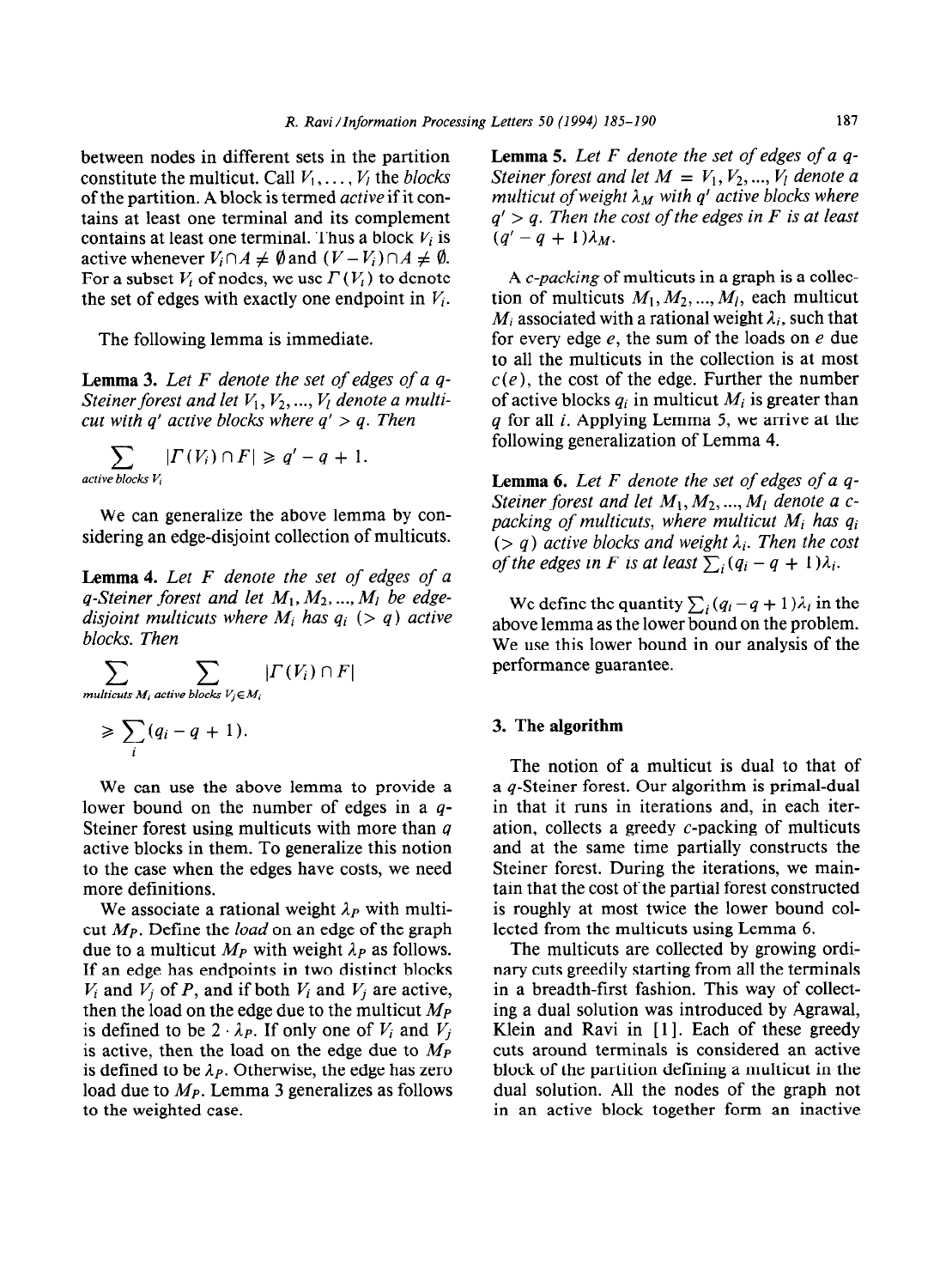between nodes in different sets in the partition constitute the multicut. Call $V_1, \ldots, V_l$ the *blocks* of the partition. A block is termed *active* if it contains at least one terminal and its complement contains at least one terminal. Thus a block $V_i$ is active whenever $V_i \cap A \neq \emptyset$ and $(V - V_i) \cap A \neq \emptyset$. For a subset $V_i$ of nodes, we use $\Gamma(V_i)$ to denote the set of edges with exactly one endpoint in $V_i$.

The following lemma is immediate.

**Lemma 3.** *Let $F$ denote the set of edges of a $q$-Steiner forest and let $V_1, V_2, \ldots, V_l$ denote a multicut with $q'$ active blocks where $q' > q$. Then*

$$\sum_{\text{active blocks } V_i} |\Gamma(V_i) \cap F| \geqslant q' - q + 1.$$

We can generalize the above lemma by considering an edge-disjoint collection of multicuts.

**Lemma 4.** *Let $F$ denote the set of edges of a $q$-Steiner forest and let $M_1, M_2, \ldots, M_l$ be edge-disjoint multicuts where $M_i$ has $q_i$ ($> q$) active blocks. Then*

$$\sum_{\text{multicuts } M_i} \sum_{\text{active blocks } V_j \in M_i} |\Gamma(V_j) \cap F| \geqslant \sum_i (q_i - q + 1).$$

We can use the above lemma to provide a lower bound on the number of edges in a $q$-Steiner forest using multicuts with more than $q$ active blocks in them. To generalize this notion to the case when the edges have costs, we need more definitions.

We associate a rational weight $\lambda_P$ with multicut $M_P$. Define the *load* on an edge of the graph due to a multicut $M_P$ with weight $\lambda_P$ as follows. If an edge has endpoints in two distinct blocks $V_i$ and $V_j$ of $P$, and if both $V_i$ and $V_j$ are active, then the load on the edge due to the multicut $M_P$ is defined to be $2 \cdot \lambda_P$. If only one of $V_i$ and $V_j$ is active, then the load on the edge due to $M_P$ is defined to be $\lambda_P$. Otherwise, the edge has zero load due to $M_P$. Lemma 3 generalizes as follows to the weighted case.

**Lemma 5.** *Let $F$ denote the set of edges of a $q$-Steiner forest and let $M = V_1, V_2, \ldots, V_l$ denote a multicut of weight $\lambda_M$ with $q'$ active blocks where $q' > q$. Then the cost of the edges in $F$ is at least $(q' - q + 1)\lambda_M$.*

A *c-packing* of multicuts in a graph is a collection of multicuts $M_1, M_2, \ldots, M_l$, each multicut $M_i$ associated with a rational weight $\lambda_i$, such that for every edge $e$, the sum of the loads on $e$ due to all the multicuts in the collection is at most $c(e)$, the cost of the edge. Further the number of active blocks $q_i$ in multicut $M_i$ is greater than $q$ for all $i$. Applying Lemma 5, we arrive at the following generalization of Lemma 4.

**Lemma 6.** *Let $F$ denote the set of edges of a $q$-Steiner forest and let $M_1, M_2, \ldots, M_l$ denote a $c$-packing of multicuts, where multicut $M_i$ has $q_i$ ($> q$) active blocks and weight $\lambda_i$. Then the cost of the edges in $F$ is at least $\sum_i (q_i - q + 1)\lambda_i$.*

We define the quantity $\sum_i (q_i - q + 1)\lambda_i$ in the above lemma as the lower bound on the problem. We use this lower bound in our analysis of the performance guarantee.

## 3. The algorithm

The notion of a multicut is dual to that of a $q$-Steiner forest. Our algorithm is primal-dual in that it runs in iterations and, in each iteration, collects a greedy $c$-packing of multicuts and at the same time partially constructs the Steiner forest. During the iterations, we maintain that the cost of the partial forest constructed is roughly at most twice the lower bound collected from the multicuts using Lemma 6.

The multicuts are collected by growing ordinary cuts greedily starting from all the terminals in a breadth-first fashion. This way of collecting a dual solution was introduced by Agrawal, Klein and Ravi in [1]. Each of these greedy cuts around terminals is considered an active block of the partition defining a multicut in the dual solution. All the nodes of the graph not in an active block together form an inactive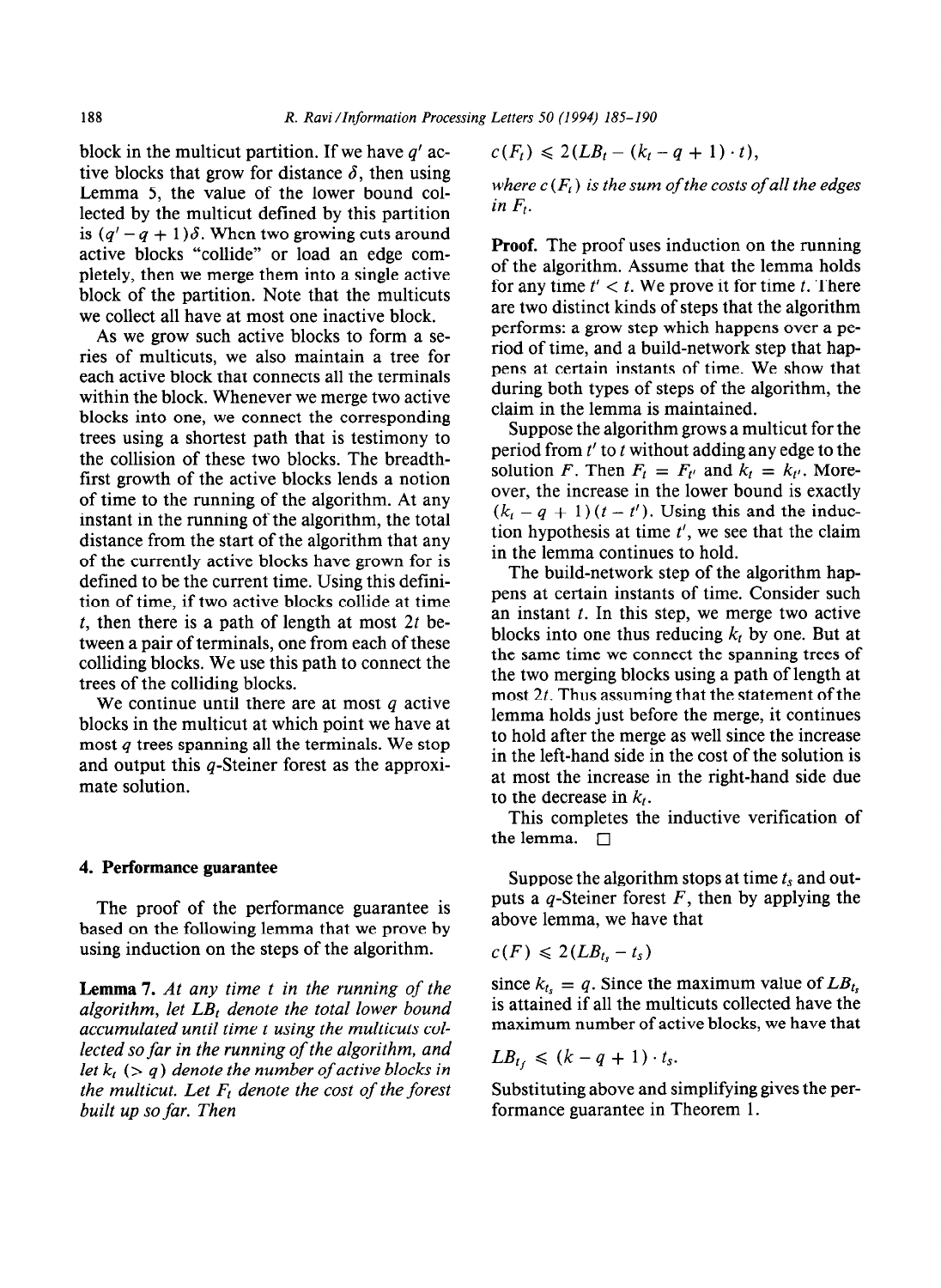block in the multicut partition. If we have $q'$ active blocks that grow for distance $\delta$, then using Lemma 5, the value of the lower bound collected by the multicut defined by this partition is $(q' - q + 1)\delta$. When two growing cuts around active blocks "collide" or load an edge completely, then we merge them into a single active block of the partition. Note that the multicuts we collect all have at most one inactive block.

As we grow such active blocks to form a series of multicuts, we also maintain a tree for each active block that connects all the terminals within the block. Whenever we merge two active blocks into one, we connect the corresponding trees using a shortest path that is testimony to the collision of these two blocks. The breadth-first growth of the active blocks lends a notion of time to the running of the algorithm. At any instant in the running of the algorithm, the total distance from the start of the algorithm that any of the currently active blocks have grown for is defined to be the current time. Using this definition of time, if two active blocks collide at time $t$, then there is a path of length at most $2t$ between a pair of terminals, one from each of these colliding blocks. We use this path to connect the trees of the colliding blocks.

We continue until there are at most $q$ active blocks in the multicut at which point we have at most $q$ trees spanning all the terminals. We stop and output this $q$-Steiner forest as the approximate solution.

## 4. Performance guarantee

The proof of the performance guarantee is based on the following lemma that we prove by using induction on the steps of the algorithm.

**Lemma 7.** *At any time $t$ in the running of the algorithm, let $LB_t$ denote the total lower bound accumulated until time $t$ using the multicuts collected so far in the running of the algorithm, and let $k_t$ ($> q$) denote the number of active blocks in the multicut. Let $F_t$ denote the cost of the forest built up so far. Then*

$$c(F_t) \leqslant 2(LB_t - (k_t - q + 1) \cdot t),$$

*where $c(F_t)$ is the sum of the costs of all the edges in $F_t$.*

**Proof.** The proof uses induction on the running of the algorithm. Assume that the lemma holds for any time $t' < t$. We prove it for time $t$. There are two distinct kinds of steps that the algorithm performs: a grow step which happens over a period of time, and a build-network step that happens at certain instants of time. We show that during both types of steps of the algorithm, the claim in the lemma is maintained.

Suppose the algorithm grows a multicut for the period from $t'$ to $t$ without adding any edge to the solution $F$. Then $F_t = F_{t'}$ and $k_t = k_{t'}$. Moreover, the increase in the lower bound is exactly $(k_t - q + 1)(t - t')$. Using this and the induction hypothesis at time $t'$, we see that the claim in the lemma continues to hold.

The build-network step of the algorithm happens at certain instants of time. Consider such an instant $t$. In this step, we merge two active blocks into one thus reducing $k_t$ by one. But at the same time we connect the spanning trees of the two merging blocks using a path of length at most $2t$. Thus assuming that the statement of the lemma holds just before the merge, it continues to hold after the merge as well since the increase in the left-hand side in the cost of the solution is at most the increase in the right-hand side due to the decrease in $k_t$.

This completes the inductive verification of the lemma. $\square$

Suppose the algorithm stops at time $t_s$ and outputs a $q$-Steiner forest $F$, then by applying the above lemma, we have that

$$c(F) \leqslant 2(LB_{t_s} - t_s)$$

since $k_{t_s} = q$. Since the maximum value of $LB_{t_s}$ is attained if all the multicuts collected have the maximum number of active blocks, we have that

$$LB_{t_f} \leqslant (k - q + 1) \cdot t_s.$$

Substituting above and simplifying gives the performance guarantee in Theorem 1.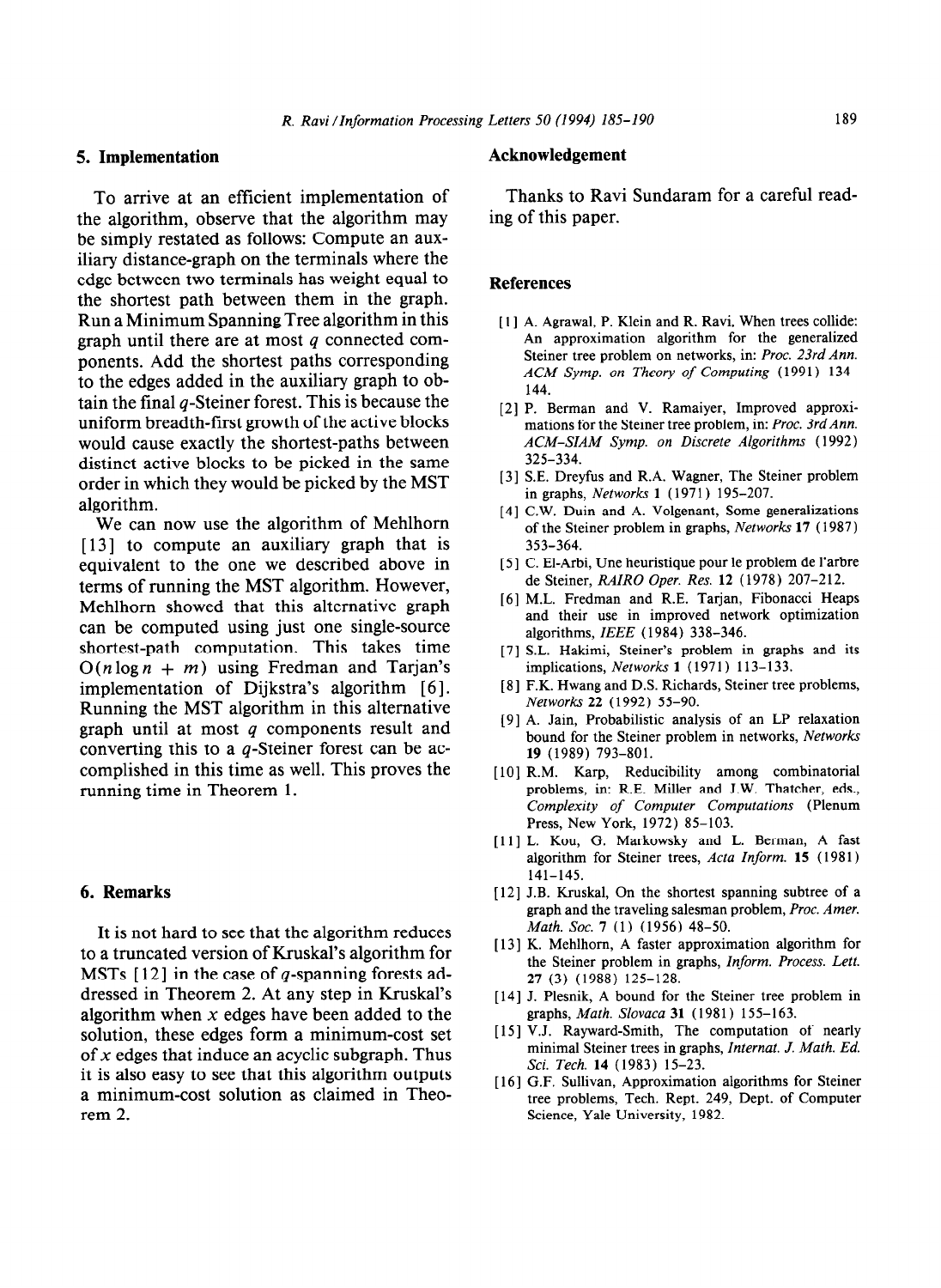## 5. Implementation

To arrive at an efficient implementation of the algorithm, observe that the algorithm may be simply restated as follows: Compute an auxiliary distance-graph on the terminals where the edge between two terminals has weight equal to the shortest path between them in the graph. Run a Minimum Spanning Tree algorithm in this graph until there are at most $q$ connected components. Add the shortest paths corresponding to the edges added in the auxiliary graph to obtain the final $q$-Steiner forest. This is because the uniform breadth-first growth of the active blocks would cause exactly the shortest-paths between distinct active blocks to be picked in the same order in which they would be picked by the MST algorithm.

We can now use the algorithm of Mehlhorn [13] to compute an auxiliary graph that is equivalent to the one we described above in terms of running the MST algorithm. However, Mehlhorn showed that this alternative graph can be computed using just one single-source shortest-path computation. This takes time $O(n \log n + m)$ using Fredman and Tarjan's implementation of Dijkstra's algorithm [6]. Running the MST algorithm in this alternative graph until at most $q$ components result and converting this to a $q$-Steiner forest can be accomplished in this time as well. This proves the running time in Theorem 1.

## 6. Remarks

It is not hard to see that the algorithm reduces to a truncated version of Kruskal's algorithm for MSTs [12] in the case of $q$-spanning forests addressed in Theorem 2. At any step in Kruskal's algorithm when $x$ edges have been added to the solution, these edges form a minimum-cost set of $x$ edges that induce an acyclic subgraph. Thus it is also easy to see that this algorithm outputs a minimum-cost solution as claimed in Theorem 2.

## Acknowledgement

Thanks to Ravi Sundaram for a careful reading of this paper.

## References

[1] A. Agrawal, P. Klein and R. Ravi, When trees collide: An approximation algorithm for the generalized Steiner tree problem on networks, in: *Proc. 23rd Ann. ACM Symp. on Theory of Computing* (1991) 134-144.

[2] P. Berman and V. Ramaiyer, Improved approximations for the Steiner tree problem, in: *Proc. 3rd Ann. ACM-SIAM Symp. on Discrete Algorithms* (1992) 325-334.

[3] S.E. Dreyfus and R.A. Wagner, The Steiner problem in graphs, *Networks* **1** (1971) 195-207.

[4] C.W. Duin and A. Volgenant, Some generalizations of the Steiner problem in graphs, *Networks* **17** (1987) 353-364.

[5] C. El-Arbi, Une heuristique pour le problem de l'arbre de Steiner, *RAIRO Oper. Res.* **12** (1978) 207-212.

[6] M.L. Fredman and R.E. Tarjan, Fibonacci Heaps and their use in improved network optimization algorithms, *IEEE* (1984) 338-346.

[7] S.L. Hakimi, Steiner's problem in graphs and its implications, *Networks* **1** (1971) 113-133.

[8] F.K. Hwang and D.S. Richards, Steiner tree problems, *Networks* **22** (1992) 55-90.

[9] A. Jain, Probabilistic analysis of an LP relaxation bound for the Steiner problem in networks, *Networks* **19** (1989) 793-801.

[10] R.M. Karp, Reducibility among combinatorial problems, in: R.E. Miller and J.W. Thatcher, eds., *Complexity of Computer Computations* (Plenum Press, New York, 1972) 85-103.

[11] L. Kou, G. Markowsky and L. Berman, A fast algorithm for Steiner trees, *Acta Inform.* **15** (1981) 141-145.

[12] J.B. Kruskal, On the shortest spanning subtree of a graph and the traveling salesman problem, *Proc. Amer. Math. Soc.* **7** (1) (1956) 48-50.

[13] K. Mehlhorn, A faster approximation algorithm for the Steiner problem in graphs, *Inform. Process. Lett.* **27** (3) (1988) 125-128.

[14] J. Plesnik, A bound for the Steiner tree problem in graphs, *Math. Slovaca* **31** (1981) 155-163.

[15] V.J. Rayward-Smith, The computation of nearly minimal Steiner trees in graphs, *Internat. J. Math. Ed. Sci. Tech.* **14** (1983) 15-23.

[16] G.F. Sullivan, Approximation algorithms for Steiner tree problems, Tech. Rept. 249, Dept. of Computer Science, Yale University, 1982.